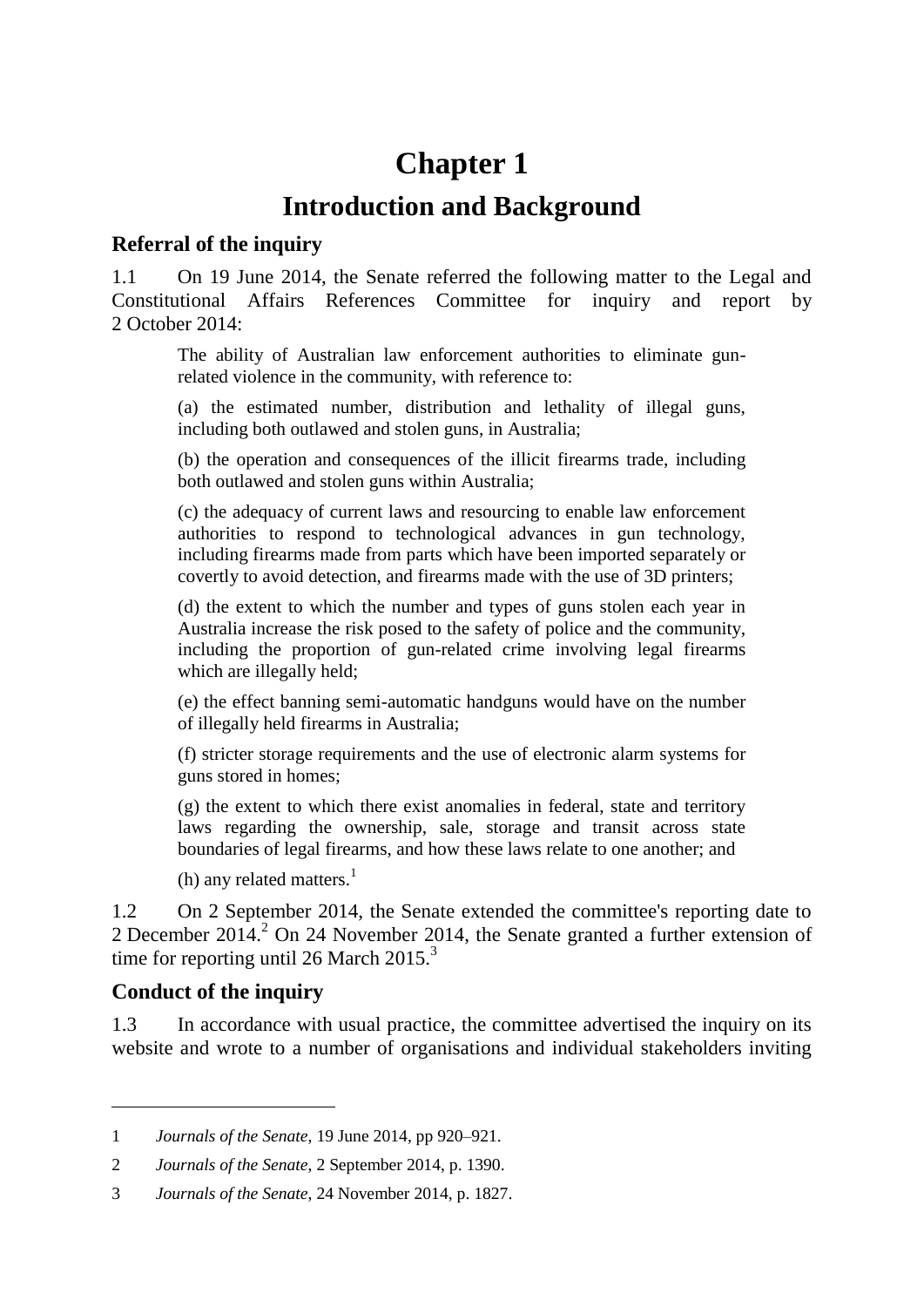# Chapter 1

# Introduction and Background

## Referral of the inquiry

1.1 On 19 June 2014, the Senate referred the following matter to the Legal and Constitutional Affairs References Committee for inquiry and report by 2 October 2014:

> The ability of Australian law enforcement authorities to eliminate gun-related violence in the community, with reference to:
>
> (a) the estimated number, distribution and lethality of illegal guns, including both outlawed and stolen guns, in Australia;
>
> (b) the operation and consequences of the illicit firearms trade, including both outlawed and stolen guns within Australia;
>
> (c) the adequacy of current laws and resourcing to enable law enforcement authorities to respond to technological advances in gun technology, including firearms made from parts which have been imported separately or covertly to avoid detection, and firearms made with the use of 3D printers;
>
> (d) the extent to which the number and types of guns stolen each year in Australia increase the risk posed to the safety of police and the community, including the proportion of gun-related crime involving legal firearms which are illegally held;
>
> (e) the effect banning semi-automatic handguns would have on the number of illegally held firearms in Australia;
>
> (f) stricter storage requirements and the use of electronic alarm systems for guns stored in homes;
>
> (g) the extent to which there exist anomalies in federal, state and territory laws regarding the ownership, sale, storage and transit across state boundaries of legal firearms, and how these laws relate to one another; and
>
> (h) any related matters.[1]

1.2 On 2 September 2014, the Senate extended the committee's reporting date to 2 December 2014.[2] On 24 November 2014, the Senate granted a further extension of time for reporting until 26 March 2015.[3]

## Conduct of the inquiry

1.3 In accordance with usual practice, the committee advertised the inquiry on its website and wrote to a number of organisations and individual stakeholders inviting

---

1 *Journals of the Senate*, 19 June 2014, pp 920–921.

2 *Journals of the Senate*, 2 September 2014, p. 1390.

3 *Journals of the Senate*, 24 November 2014, p. 1827.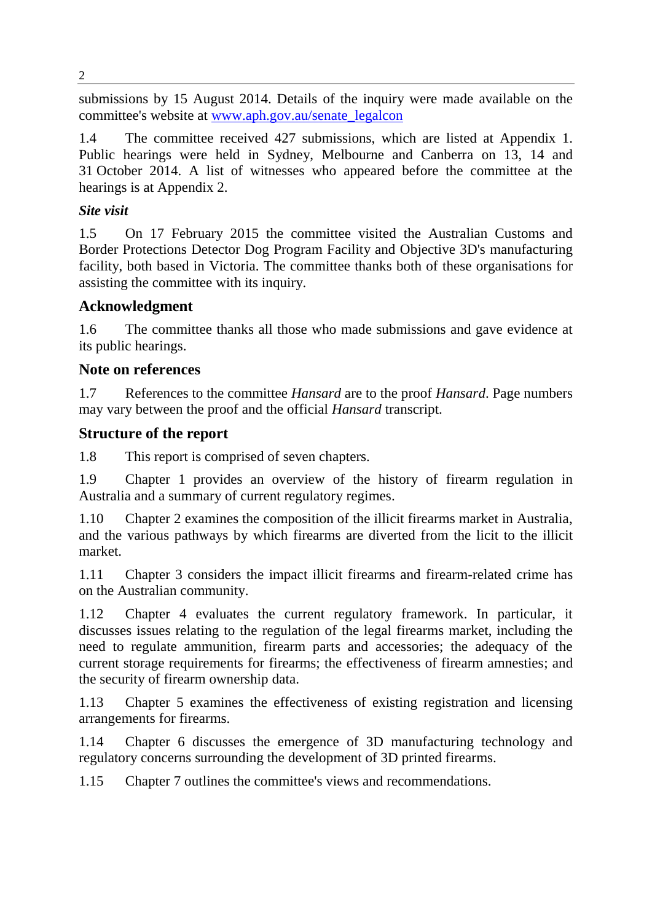submissions by 15 August 2014. Details of the inquiry were made available on the committee's website at www.aph.gov.au/senate_legalcon

1.4 The committee received 427 submissions, which are listed at Appendix 1. Public hearings were held in Sydney, Melbourne and Canberra on 13, 14 and 31 October 2014. A list of witnesses who appeared before the committee at the hearings is at Appendix 2.

### *Site visit*

1.5 On 17 February 2015 the committee visited the Australian Customs and Border Protections Detector Dog Program Facility and Objective 3D's manufacturing facility, both based in Victoria. The committee thanks both of these organisations for assisting the committee with its inquiry.

## Acknowledgment

1.6 The committee thanks all those who made submissions and gave evidence at its public hearings.

## Note on references

1.7 References to the committee *Hansard* are to the proof *Hansard*. Page numbers may vary between the proof and the official *Hansard* transcript.

## Structure of the report

1.8 This report is comprised of seven chapters.

1.9 Chapter 1 provides an overview of the history of firearm regulation in Australia and a summary of current regulatory regimes.

1.10 Chapter 2 examines the composition of the illicit firearms market in Australia, and the various pathways by which firearms are diverted from the licit to the illicit market.

1.11 Chapter 3 considers the impact illicit firearms and firearm-related crime has on the Australian community.

1.12 Chapter 4 evaluates the current regulatory framework. In particular, it discusses issues relating to the regulation of the legal firearms market, including the need to regulate ammunition, firearm parts and accessories; the adequacy of the current storage requirements for firearms; the effectiveness of firearm amnesties; and the security of firearm ownership data.

1.13 Chapter 5 examines the effectiveness of existing registration and licensing arrangements for firearms.

1.14 Chapter 6 discusses the emergence of 3D manufacturing technology and regulatory concerns surrounding the development of 3D printed firearms.

1.15 Chapter 7 outlines the committee's views and recommendations.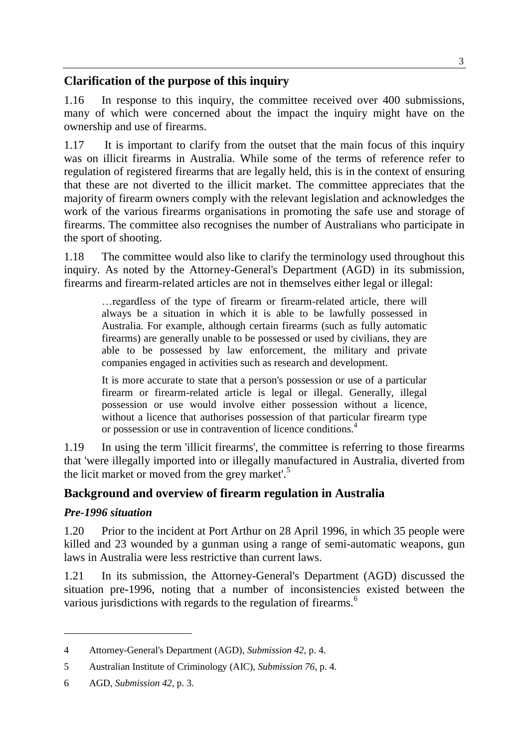## Clarification of the purpose of this inquiry

1.16 In response to this inquiry, the committee received over 400 submissions, many of which were concerned about the impact the inquiry might have on the ownership and use of firearms.

1.17 It is important to clarify from the outset that the main focus of this inquiry was on illicit firearms in Australia. While some of the terms of reference refer to regulation of registered firearms that are legally held, this is in the context of ensuring that these are not diverted to the illicit market. The committee appreciates that the majority of firearm owners comply with the relevant legislation and acknowledges the work of the various firearms organisations in promoting the safe use and storage of firearms. The committee also recognises the number of Australians who participate in the sport of shooting.

1.18 The committee would also like to clarify the terminology used throughout this inquiry. As noted by the Attorney-General's Department (AGD) in its submission, firearms and firearm-related articles are not in themselves either legal or illegal:

> …regardless of the type of firearm or firearm-related article, there will always be a situation in which it is able to be lawfully possessed in Australia. For example, although certain firearms (such as fully automatic firearms) are generally unable to be possessed or used by civilians, they are able to be possessed by law enforcement, the military and private companies engaged in activities such as research and development.
>
> It is more accurate to state that a person's possession or use of a particular firearm or firearm-related article is legal or illegal. Generally, illegal possession or use would involve either possession without a licence, without a licence that authorises possession of that particular firearm type or possession or use in contravention of licence conditions.[4]

1.19 In using the term 'illicit firearms', the committee is referring to those firearms that 'were illegally imported into or illegally manufactured in Australia, diverted from the licit market or moved from the grey market'.[5]

## Background and overview of firearm regulation in Australia

### *Pre-1996 situation*

1.20 Prior to the incident at Port Arthur on 28 April 1996, in which 35 people were killed and 23 wounded by a gunman using a range of semi-automatic weapons, gun laws in Australia were less restrictive than current laws.

1.21 In its submission, the Attorney-General's Department (AGD) discussed the situation pre-1996, noting that a number of inconsistencies existed between the various jurisdictions with regards to the regulation of firearms.[6]

---

4 Attorney-General's Department (AGD), *Submission 42*, p. 4.

5 Australian Institute of Criminology (AIC), *Submission 76*, p. 4.

6 AGD, *Submission 42*, p. 3.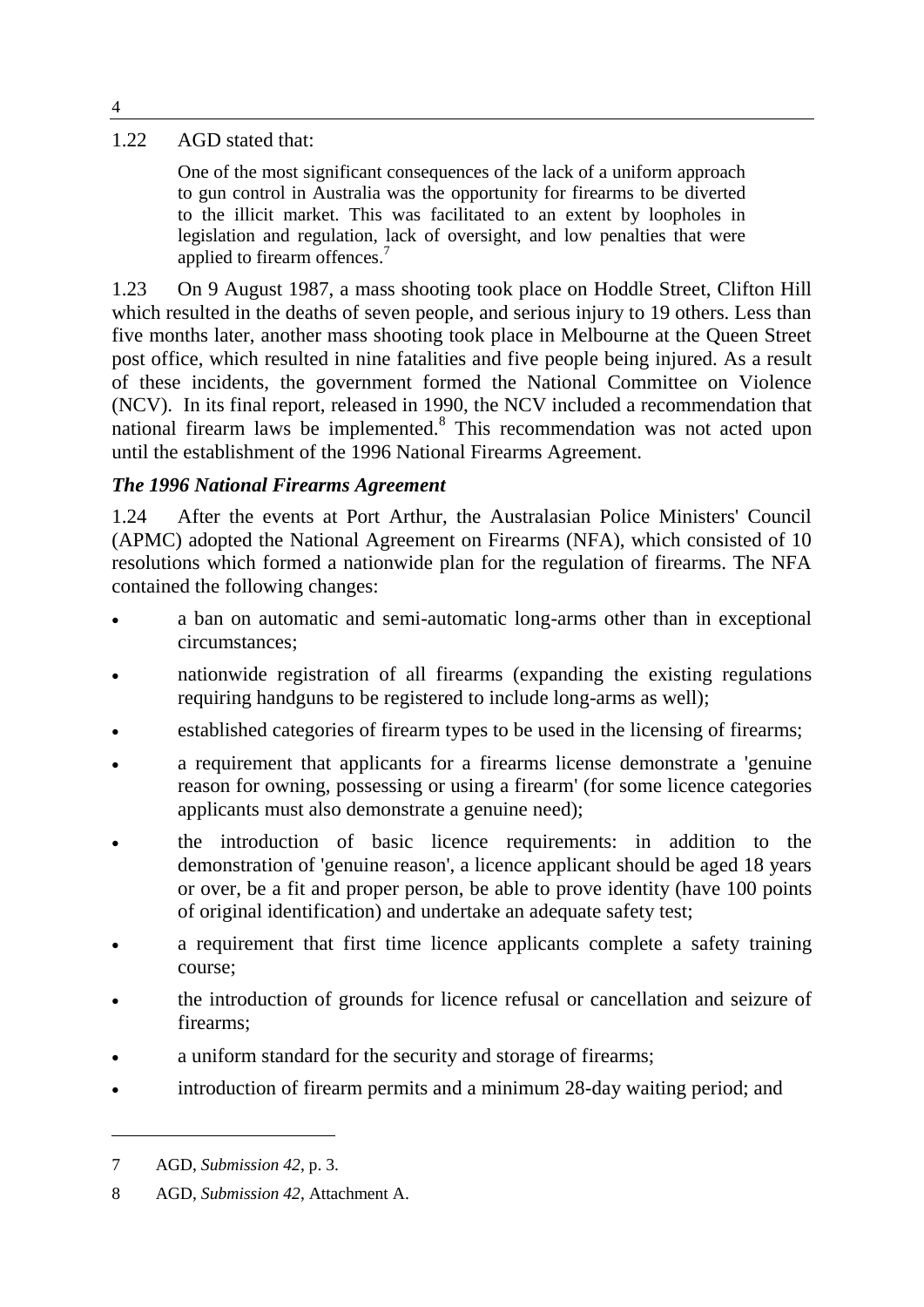1.22 AGD stated that:

> One of the most significant consequences of the lack of a uniform approach to gun control in Australia was the opportunity for firearms to be diverted to the illicit market. This was facilitated to an extent by loopholes in legislation and regulation, lack of oversight, and low penalties that were applied to firearm offences.[7]

1.23 On 9 August 1987, a mass shooting took place on Hoddle Street, Clifton Hill which resulted in the deaths of seven people, and serious injury to 19 others. Less than five months later, another mass shooting took place in Melbourne at the Queen Street post office, which resulted in nine fatalities and five people being injured. As a result of these incidents, the government formed the National Committee on Violence (NCV). In its final report, released in 1990, the NCV included a recommendation that national firearm laws be implemented.[8] This recommendation was not acted upon until the establishment of the 1996 National Firearms Agreement.

### *The 1996 National Firearms Agreement*

1.24 After the events at Port Arthur, the Australasian Police Ministers' Council (APMC) adopted the National Agreement on Firearms (NFA), which consisted of 10 resolutions which formed a nationwide plan for the regulation of firearms. The NFA contained the following changes:

- a ban on automatic and semi-automatic long-arms other than in exceptional circumstances;
- nationwide registration of all firearms (expanding the existing regulations requiring handguns to be registered to include long-arms as well);
- established categories of firearm types to be used in the licensing of firearms;
- a requirement that applicants for a firearms license demonstrate a 'genuine reason for owning, possessing or using a firearm' (for some licence categories applicants must also demonstrate a genuine need);
- the introduction of basic licence requirements: in addition to the demonstration of 'genuine reason', a licence applicant should be aged 18 years or over, be a fit and proper person, be able to prove identity (have 100 points of original identification) and undertake an adequate safety test;
- a requirement that first time licence applicants complete a safety training course;
- the introduction of grounds for licence refusal or cancellation and seizure of firearms;
- a uniform standard for the security and storage of firearms;
- introduction of firearm permits and a minimum 28-day waiting period; and

---

7 AGD, *Submission 42*, p. 3.

8 AGD, *Submission 42*, Attachment A.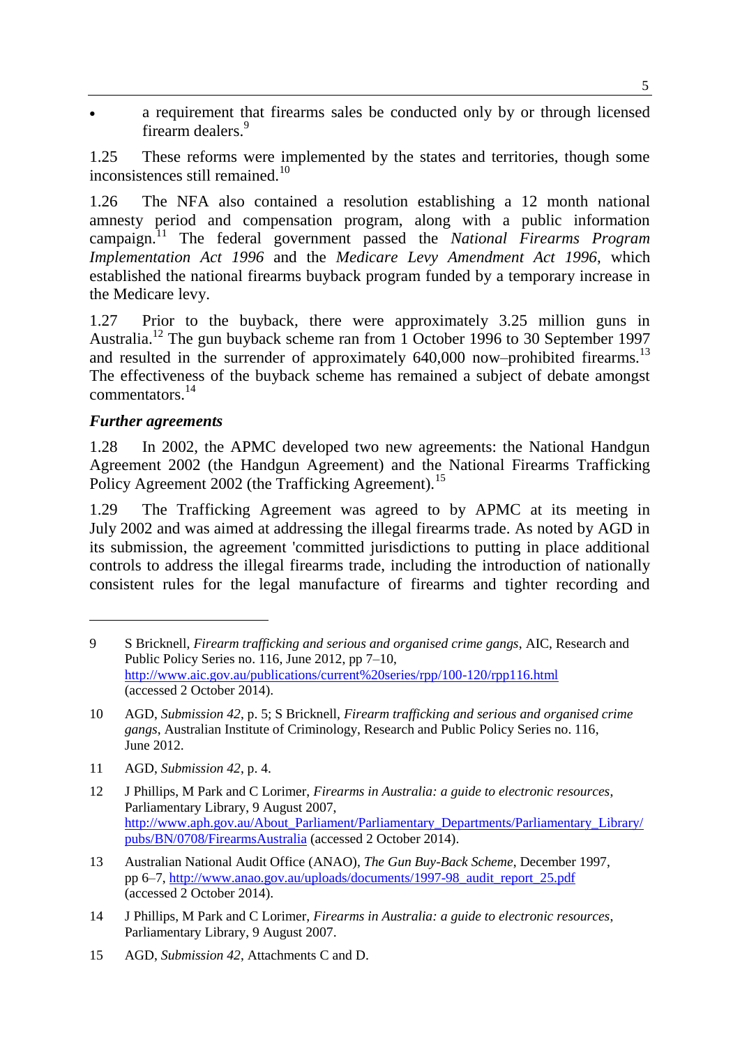- a requirement that firearms sales be conducted only by or through licensed firearm dealers.[9]

1.25 These reforms were implemented by the states and territories, though some inconsistences still remained.[10]

1.26 The NFA also contained a resolution establishing a 12 month national amnesty period and compensation program, along with a public information campaign.[11] The federal government passed the *National Firearms Program Implementation Act 1996* and the *Medicare Levy Amendment Act 1996*, which established the national firearms buyback program funded by a temporary increase in the Medicare levy.

1.27 Prior to the buyback, there were approximately 3.25 million guns in Australia.[12] The gun buyback scheme ran from 1 October 1996 to 30 September 1997 and resulted in the surrender of approximately 640,000 now–prohibited firearms.[13] The effectiveness of the buyback scheme has remained a subject of debate amongst commentators.[14]

### *Further agreements*

1.28 In 2002, the APMC developed two new agreements: the National Handgun Agreement 2002 (the Handgun Agreement) and the National Firearms Trafficking Policy Agreement 2002 (the Trafficking Agreement).[15]

1.29 The Trafficking Agreement was agreed to by APMC at its meeting in July 2002 and was aimed at addressing the illegal firearms trade. As noted by AGD in its submission, the agreement 'committed jurisdictions to putting in place additional controls to address the illegal firearms trade, including the introduction of nationally consistent rules for the legal manufacture of firearms and tighter recording and

---

9 S Bricknell, *Firearm trafficking and serious and organised crime gangs*, AIC, Research and Public Policy Series no. 116, June 2012, pp 7–10, http://www.aic.gov.au/publications/current%20series/rpp/100-120/rpp116.html (accessed 2 October 2014).

10 AGD, *Submission 42*, p. 5; S Bricknell, *Firearm trafficking and serious and organised crime gangs*, Australian Institute of Criminology, Research and Public Policy Series no. 116, June 2012.

11 AGD, *Submission 42*, p. 4.

12 J Phillips, M Park and C Lorimer, *Firearms in Australia: a guide to electronic resources*, Parliamentary Library, 9 August 2007, http://www.aph.gov.au/About_Parliament/Parliamentary_Departments/Parliamentary_Library/pubs/BN/0708/FirearmsAustralia (accessed 2 October 2014).

13 Australian National Audit Office (ANAO), *The Gun Buy-Back Scheme*, December 1997, pp 6–7, http://www.anao.gov.au/uploads/documents/1997-98_audit_report_25.pdf (accessed 2 October 2014).

14 J Phillips, M Park and C Lorimer, *Firearms in Australia: a guide to electronic resources*, Parliamentary Library, 9 August 2007.

15 AGD, *Submission 42*, Attachments C and D.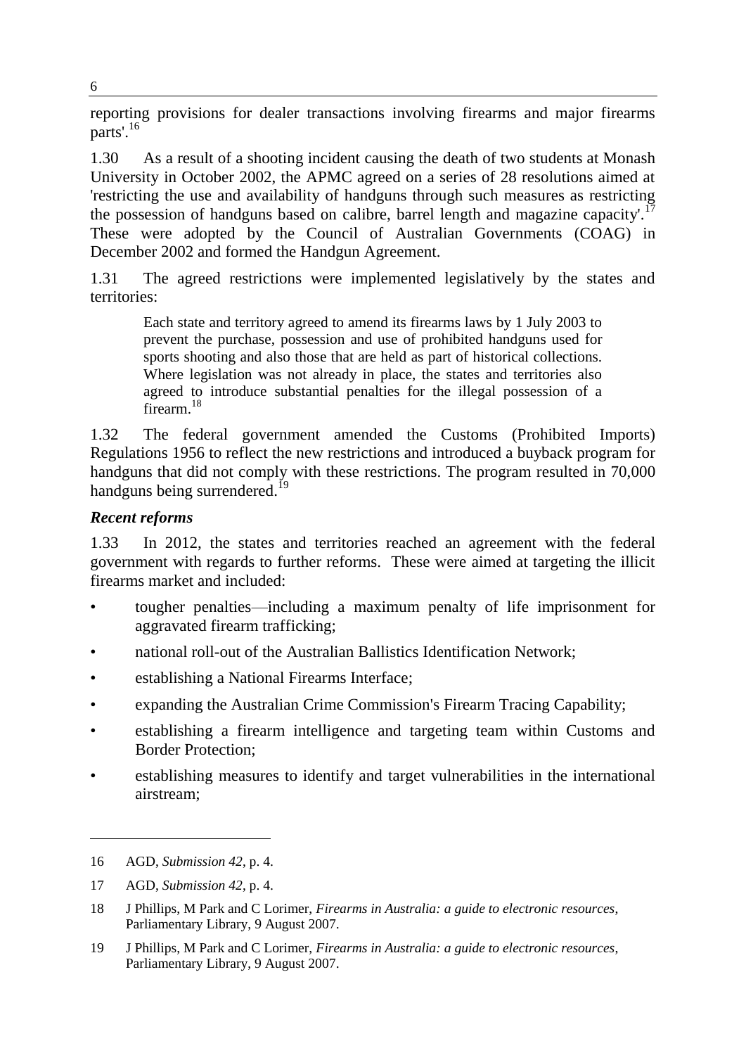reporting provisions for dealer transactions involving firearms and major firearms parts'.[16]

1.30 As a result of a shooting incident causing the death of two students at Monash University in October 2002, the APMC agreed on a series of 28 resolutions aimed at 'restricting the use and availability of handguns through such measures as restricting the possession of handguns based on calibre, barrel length and magazine capacity'.[17] These were adopted by the Council of Australian Governments (COAG) in December 2002 and formed the Handgun Agreement.

1.31 The agreed restrictions were implemented legislatively by the states and territories:

> Each state and territory agreed to amend its firearms laws by 1 July 2003 to prevent the purchase, possession and use of prohibited handguns used for sports shooting and also those that are held as part of historical collections. Where legislation was not already in place, the states and territories also agreed to introduce substantial penalties for the illegal possession of a firearm.[18]

1.32 The federal government amended the Customs (Prohibited Imports) Regulations 1956 to reflect the new restrictions and introduced a buyback program for handguns that did not comply with these restrictions. The program resulted in 70,000 handguns being surrendered.[19]

### *Recent reforms*

1.33 In 2012, the states and territories reached an agreement with the federal government with regards to further reforms. These were aimed at targeting the illicit firearms market and included:

- tougher penalties—including a maximum penalty of life imprisonment for aggravated firearm trafficking;
- national roll-out of the Australian Ballistics Identification Network;
- establishing a National Firearms Interface;
- expanding the Australian Crime Commission's Firearm Tracing Capability;
- establishing a firearm intelligence and targeting team within Customs and Border Protection;
- establishing measures to identify and target vulnerabilities in the international airstream;

---

16 AGD, *Submission 42*, p. 4.

17 AGD, *Submission 42*, p. 4.

18 J Phillips, M Park and C Lorimer, *Firearms in Australia: a guide to electronic resources*, Parliamentary Library, 9 August 2007.

19 J Phillips, M Park and C Lorimer, *Firearms in Australia: a guide to electronic resources*, Parliamentary Library, 9 August 2007.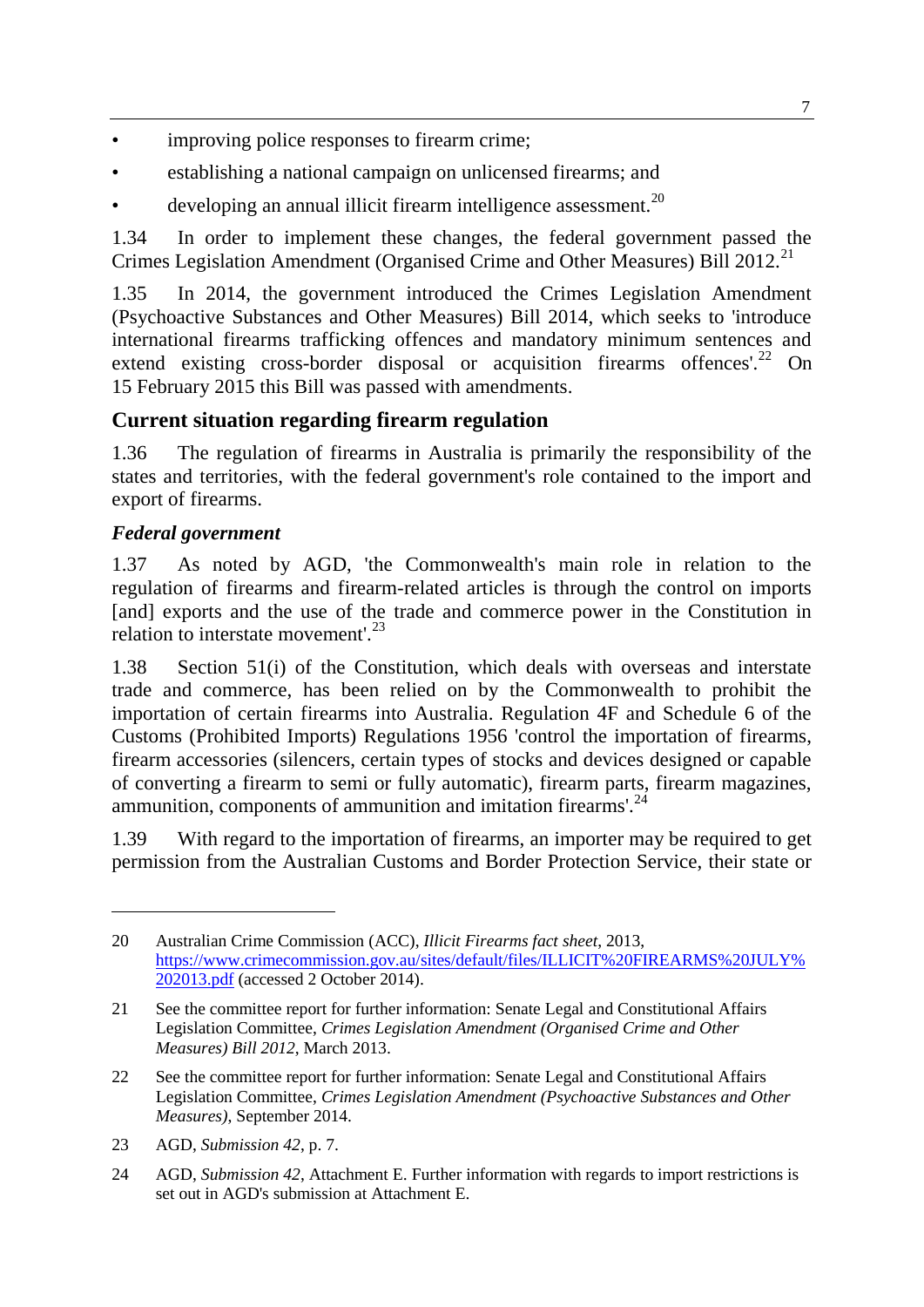- improving police responses to firearm crime;
- establishing a national campaign on unlicensed firearms; and
- developing an annual illicit firearm intelligence assessment.[20]

1.34 In order to implement these changes, the federal government passed the Crimes Legislation Amendment (Organised Crime and Other Measures) Bill 2012.[21]

1.35 In 2014, the government introduced the Crimes Legislation Amendment (Psychoactive Substances and Other Measures) Bill 2014, which seeks to 'introduce international firearms trafficking offences and mandatory minimum sentences and extend existing cross-border disposal or acquisition firearms offences'.[22] On 15 February 2015 this Bill was passed with amendments.

## Current situation regarding firearm regulation

1.36 The regulation of firearms in Australia is primarily the responsibility of the states and territories, with the federal government's role contained to the import and export of firearms.

### *Federal government*

1.37 As noted by AGD, 'the Commonwealth's main role in relation to the regulation of firearms and firearm-related articles is through the control on imports [and] exports and the use of the trade and commerce power in the Constitution in relation to interstate movement'.[23]

1.38 Section 51(i) of the Constitution, which deals with overseas and interstate trade and commerce, has been relied on by the Commonwealth to prohibit the importation of certain firearms into Australia. Regulation 4F and Schedule 6 of the Customs (Prohibited Imports) Regulations 1956 'control the importation of firearms, firearm accessories (silencers, certain types of stocks and devices designed or capable of converting a firearm to semi or fully automatic), firearm parts, firearm magazines, ammunition, components of ammunition and imitation firearms'.[24]

1.39 With regard to the importation of firearms, an importer may be required to get permission from the Australian Customs and Border Protection Service, their state or

---

20 Australian Crime Commission (ACC), *Illicit Firearms fact sheet*, 2013, https://www.crimecommission.gov.au/sites/default/files/ILLICIT%20FIREARMS%20JULY%202013.pdf (accessed 2 October 2014).

21 See the committee report for further information: Senate Legal and Constitutional Affairs Legislation Committee, *Crimes Legislation Amendment (Organised Crime and Other Measures) Bill 2012*, March 2013.

22 See the committee report for further information: Senate Legal and Constitutional Affairs Legislation Committee, *Crimes Legislation Amendment (Psychoactive Substances and Other Measures)*, September 2014.

23 AGD, *Submission 42*, p. 7.

24 AGD, *Submission 42*, Attachment E. Further information with regards to import restrictions is set out in AGD's submission at Attachment E.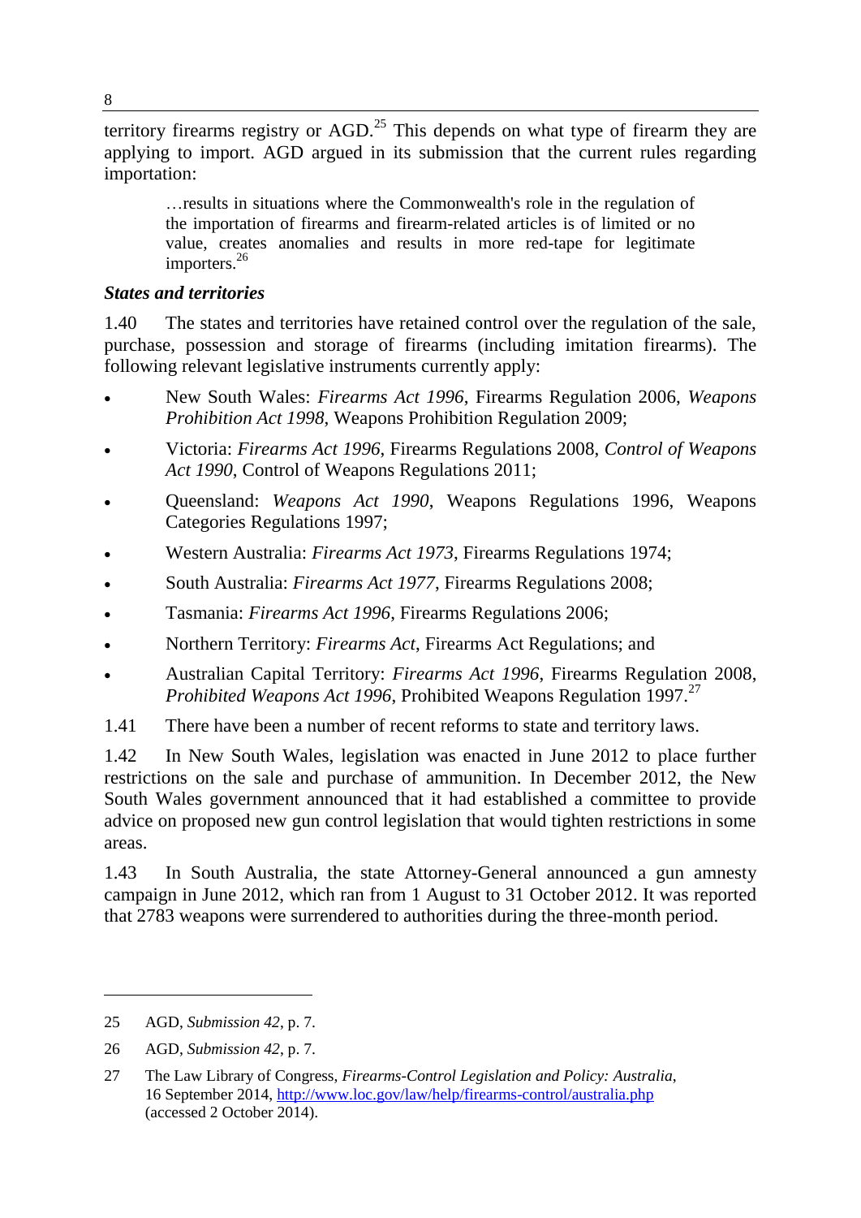territory firearms registry or AGD.[25] This depends on what type of firearm they are applying to import. AGD argued in its submission that the current rules regarding importation:

> …results in situations where the Commonwealth's role in the regulation of the importation of firearms and firearm-related articles is of limited or no value, creates anomalies and results in more red-tape for legitimate importers.[26]

### *States and territories*

1.40 The states and territories have retained control over the regulation of the sale, purchase, possession and storage of firearms (including imitation firearms). The following relevant legislative instruments currently apply:

- New South Wales: *Firearms Act 1996*, Firearms Regulation 2006, *Weapons Prohibition Act 1998*, Weapons Prohibition Regulation 2009;
- Victoria: *Firearms Act 1996*, Firearms Regulations 2008, *Control of Weapons Act 1990*, Control of Weapons Regulations 2011;
- Queensland: *Weapons Act 1990*, Weapons Regulations 1996, Weapons Categories Regulations 1997;
- Western Australia: *Firearms Act 1973*, Firearms Regulations 1974;
- South Australia: *Firearms Act 1977*, Firearms Regulations 2008;
- Tasmania: *Firearms Act 1996*, Firearms Regulations 2006;
- Northern Territory: *Firearms Act*, Firearms Act Regulations; and
- Australian Capital Territory: *Firearms Act 1996*, Firearms Regulation 2008, *Prohibited Weapons Act 1996*, Prohibited Weapons Regulation 1997.[27]

1.41 There have been a number of recent reforms to state and territory laws.

1.42 In New South Wales, legislation was enacted in June 2012 to place further restrictions on the sale and purchase of ammunition. In December 2012, the New South Wales government announced that it had established a committee to provide advice on proposed new gun control legislation that would tighten restrictions in some areas.

1.43 In South Australia, the state Attorney-General announced a gun amnesty campaign in June 2012, which ran from 1 August to 31 October 2012. It was reported that 2783 weapons were surrendered to authorities during the three-month period.

---

25 AGD, *Submission 42*, p. 7.

26 AGD, *Submission 42*, p. 7.

27 The Law Library of Congress, *Firearms-Control Legislation and Policy: Australia*, 16 September 2014, http://www.loc.gov/law/help/firearms-control/australia.php (accessed 2 October 2014).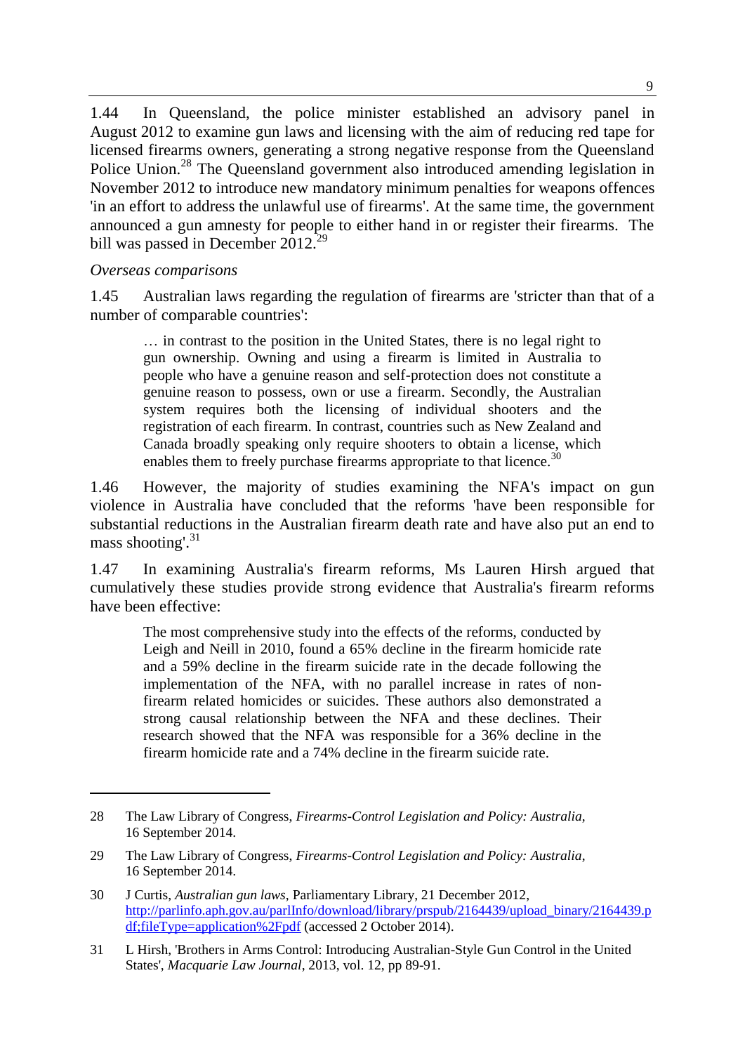1.44 In Queensland, the police minister established an advisory panel in August 2012 to examine gun laws and licensing with the aim of reducing red tape for licensed firearms owners, generating a strong negative response from the Queensland Police Union.[28] The Queensland government also introduced amending legislation in November 2012 to introduce new mandatory minimum penalties for weapons offences 'in an effort to address the unlawful use of firearms'. At the same time, the government announced a gun amnesty for people to either hand in or register their firearms. The bill was passed in December 2012.[29]

*Overseas comparisons*

1.45 Australian laws regarding the regulation of firearms are 'stricter than that of a number of comparable countries':

> … in contrast to the position in the United States, there is no legal right to gun ownership. Owning and using a firearm is limited in Australia to people who have a genuine reason and self-protection does not constitute a genuine reason to possess, own or use a firearm. Secondly, the Australian system requires both the licensing of individual shooters and the registration of each firearm. In contrast, countries such as New Zealand and Canada broadly speaking only require shooters to obtain a license, which enables them to freely purchase firearms appropriate to that licence.[30]

1.46 However, the majority of studies examining the NFA's impact on gun violence in Australia have concluded that the reforms 'have been responsible for substantial reductions in the Australian firearm death rate and have also put an end to mass shooting'.[31]

1.47 In examining Australia's firearm reforms, Ms Lauren Hirsh argued that cumulatively these studies provide strong evidence that Australia's firearm reforms have been effective:

> The most comprehensive study into the effects of the reforms, conducted by Leigh and Neill in 2010, found a 65% decline in the firearm homicide rate and a 59% decline in the firearm suicide rate in the decade following the implementation of the NFA, with no parallel increase in rates of non-firearm related homicides or suicides. These authors also demonstrated a strong causal relationship between the NFA and these declines. Their research showed that the NFA was responsible for a 36% decline in the firearm homicide rate and a 74% decline in the firearm suicide rate.

---

28 The Law Library of Congress, *Firearms-Control Legislation and Policy: Australia*, 16 September 2014.

29 The Law Library of Congress, *Firearms-Control Legislation and Policy: Australia*, 16 September 2014.

30 J Curtis, *Australian gun laws*, Parliamentary Library, 21 December 2012, http://parlinfo.aph.gov.au/parlInfo/download/library/prspub/2164439/upload_binary/2164439.pdf;fileType=application%2Fpdf (accessed 2 October 2014).

31 L Hirsh, 'Brothers in Arms Control: Introducing Australian-Style Gun Control in the United States', *Macquarie Law Journal*, 2013, vol. 12, pp 89-91.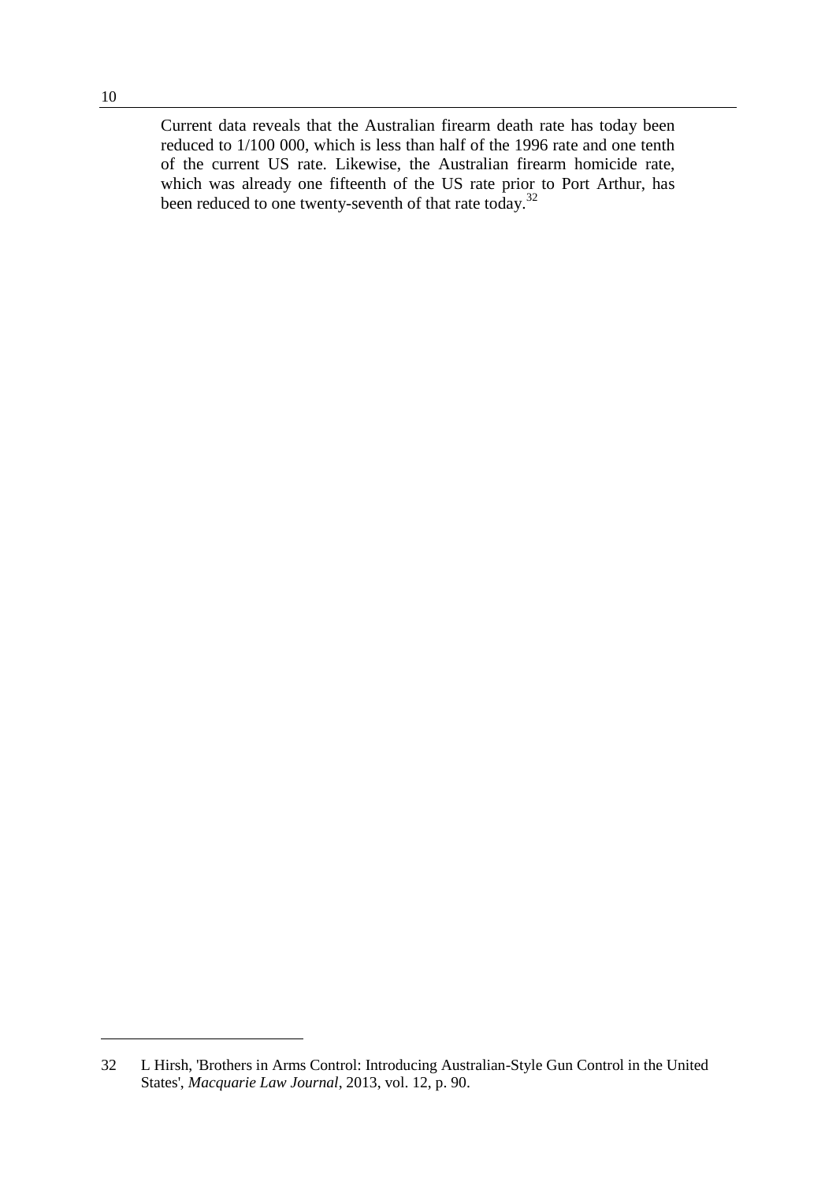Current data reveals that the Australian firearm death rate has today been reduced to 1/100 000, which is less than half of the 1996 rate and one tenth of the current US rate. Likewise, the Australian firearm homicide rate, which was already one fifteenth of the US rate prior to Port Arthur, has been reduced to one twenty-seventh of that rate today.[32]

---

32 L Hirsh, 'Brothers in Arms Control: Introducing Australian-Style Gun Control in the United States', *Macquarie Law Journal*, 2013, vol. 12, p. 90.